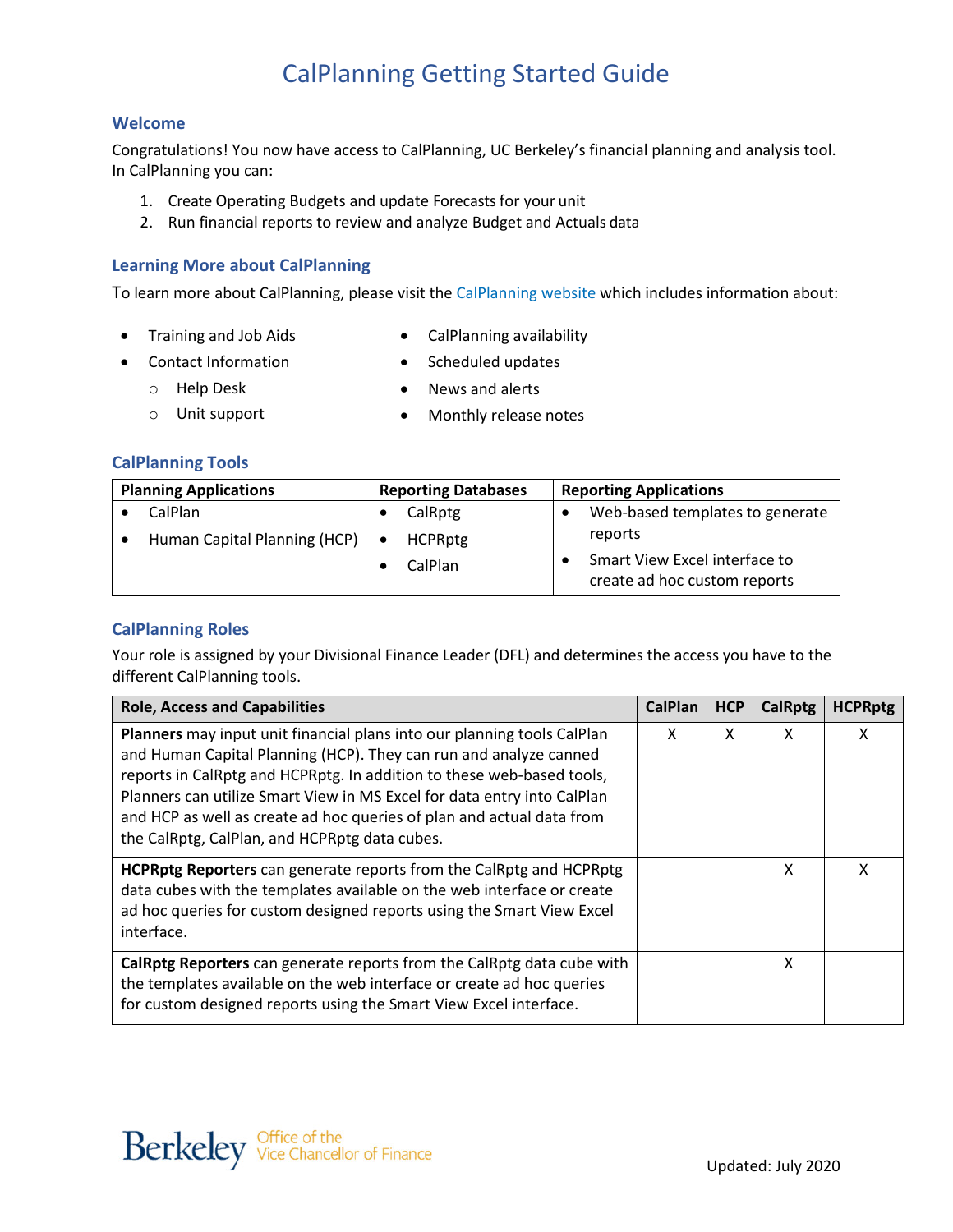# CalPlanning Getting Started Guide

## Welcome

Congratulations! You now have access to CalPlanning, UC Berkeley's financial planning and analysis tool. In CalPlanning you can:

1. Create Operating Budgets and update Forecasts for your unit
2. Run financial reports to review and analyze Budget and Actuals data

## Learning More about CalPlanning

To learn more about CalPlanning, please visit the CalPlanning website which includes information about:

- Training and Job Aids
- Contact Information
  - Help Desk
  - Unit support
- CalPlanning availability
- Scheduled updates
- News and alerts
- Monthly release notes

## CalPlanning Tools

| Planning Applications | Reporting Databases | Reporting Applications |
|---|---|---|
| • CalPlan<br>• Human Capital Planning (HCP) | • CalRptg<br>• HCPRptg<br>• CalPlan | • Web-based templates to generate reports<br>• Smart View Excel interface to create ad hoc custom reports |

## CalPlanning Roles

Your role is assigned by your Divisional Finance Leader (DFL) and determines the access you have to the different CalPlanning tools.

| Role, Access and Capabilities | CalPlan | HCP | CalRptg | HCPRptg |
|---|---|---|---|---|
| **Planners** may input unit financial plans into our planning tools CalPlan and Human Capital Planning (HCP). They can run and analyze canned reports in CalRptg and HCPRptg. In addition to these web-based tools, Planners can utilize Smart View in MS Excel for data entry into CalPlan and HCP as well as create ad hoc queries of plan and actual data from the CalRptg, CalPlan, and HCPRptg data cubes. | X | X | X | X |
| **HCPRptg Reporters** can generate reports from the CalRptg and HCPRptg data cubes with the templates available on the web interface or create ad hoc queries for custom designed reports using the Smart View Excel interface. | | | X | X |
| **CalRptg Reporters** can generate reports from the CalRptg data cube with the templates available on the web interface or create ad hoc queries for custom designed reports using the Smart View Excel interface. | | | X | |

Berkeley Office of the Vice Chancellor of Finance

Updated: July 2020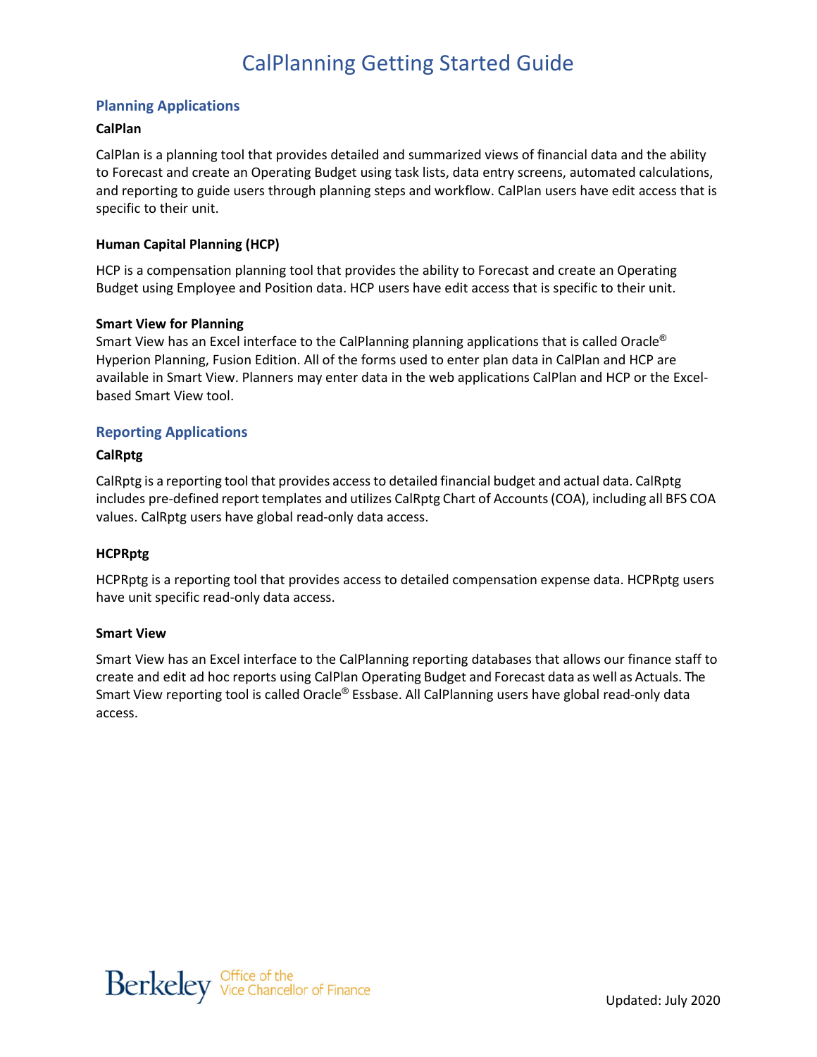# CalPlanning Getting Started Guide

## Planning Applications

### CalPlan

CalPlan is a planning tool that provides detailed and summarized views of financial data and the ability to Forecast and create an Operating Budget using task lists, data entry screens, automated calculations, and reporting to guide users through planning steps and workflow. CalPlan users have edit access that is specific to their unit.

### Human Capital Planning (HCP)

HCP is a compensation planning tool that provides the ability to Forecast and create an Operating Budget using Employee and Position data. HCP users have edit access that is specific to their unit.

### Smart View for Planning

Smart View has an Excel interface to the CalPlanning planning applications that is called Oracle® Hyperion Planning, Fusion Edition. All of the forms used to enter plan data in CalPlan and HCP are available in Smart View. Planners may enter data in the web applications CalPlan and HCP or the Excel-based Smart View tool.

## Reporting Applications

### CalRptg

CalRptg is a reporting tool that provides access to detailed financial budget and actual data. CalRptg includes pre-defined report templates and utilizes CalRptg Chart of Accounts (COA), including all BFS COA values. CalRptg users have global read-only data access.

### HCPRptg

HCPRptg is a reporting tool that provides access to detailed compensation expense data. HCPRptg users have unit specific read-only data access.

### Smart View

Smart View has an Excel interface to the CalPlanning reporting databases that allows our finance staff to create and edit ad hoc reports using CalPlan Operating Budget and Forecast data as well as Actuals. The Smart View reporting tool is called Oracle® Essbase. All CalPlanning users have global read-only data access.

Berkeley Office of the Vice Chancellor of Finance

Updated: July 2020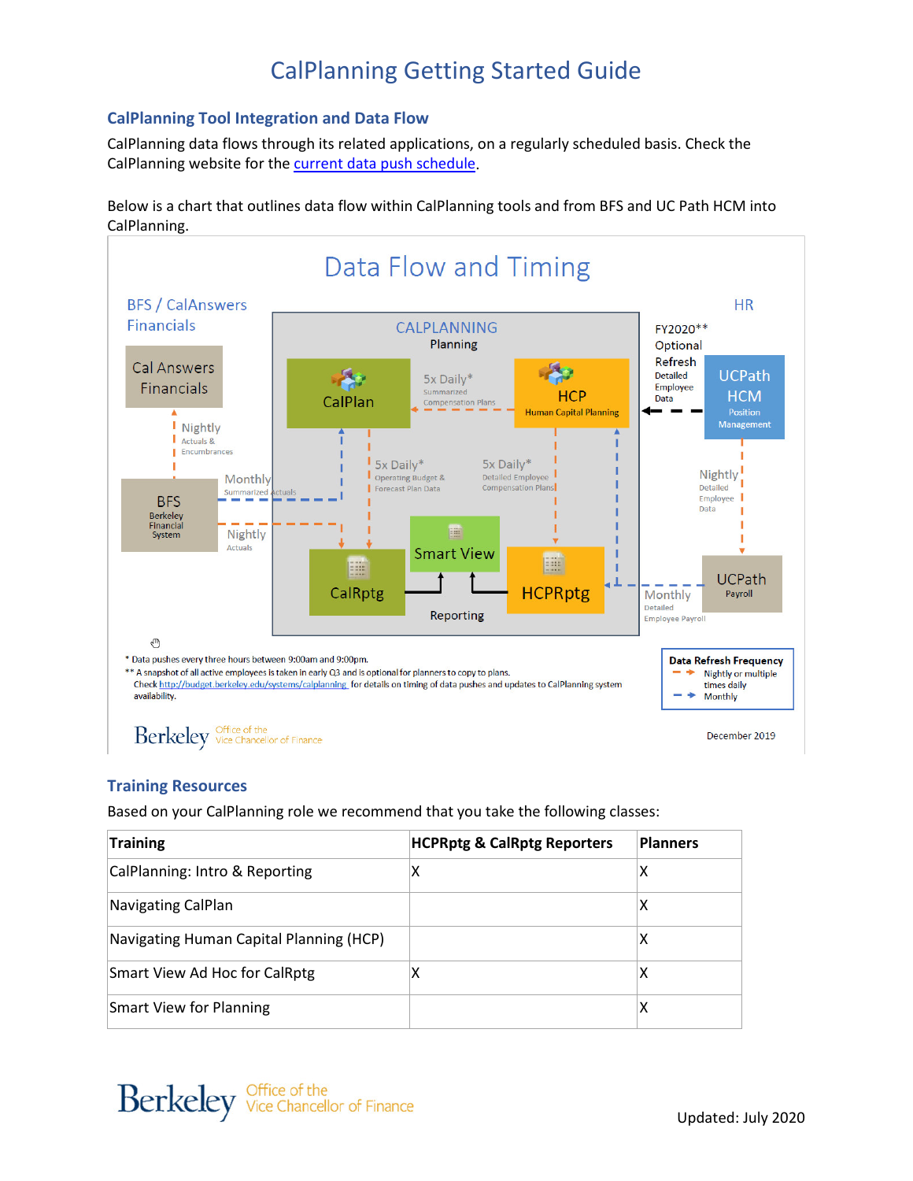# CalPlanning Getting Started Guide

## CalPlanning Tool Integration and Data Flow

CalPlanning data flows through its related applications, on a regularly scheduled basis. Check the CalPlanning website for the current data push schedule.

Below is a chart that outlines data flow within CalPlanning tools and from BFS and UC Path HCM into CalPlanning.

Data Flow and Timing

BFS / CalAnswers Financials

Cal Answers Financials

Nightly
Actuals & Encumbrances

BFS
Berkeley Financial System

Monthly
Summarized Actuals

Nightly
Actuals

CALPLANNING
Planning

CalPlan

5x Daily*
Summarized Compensation Plans

HCP
Human Capital Planning

5x Daily*
Operating Budget & Forecast Plan Data

5x Daily*
Detailed Employee Compensation Plans

Smart View

CalRptg

HCPRptg

Reporting

HR

FY2020**
Optional Refresh
Detailed Employee Data

UCPath HCM
Position Management

Nightly
Detailed Employee Data

UCPath
Payroll

Monthly
Detailed Employee Payroll

\* Data pushes every three hours between 9:00am and 9:00pm.
\*\* A snapshot of all active employees is taken in early Q3 and is optional for planners to copy to plans.
Check http://budget.berkeley.edu/systems/calplanning for details on timing of data pushes and updates to CalPlanning system availability.

Data Refresh Frequency
Nightly or multiple times daily
Monthly

Berkeley Office of the Vice Chancellor of Finance

December 2019

## Training Resources

Based on your CalPlanning role we recommend that you take the following classes:

| Training | HCPRptg & CalRptg Reporters | Planners |
|---|---|---|
| CalPlanning: Intro & Reporting | X | X |
| Navigating CalPlan | | X |
| Navigating Human Capital Planning (HCP) | | X |
| Smart View Ad Hoc for CalRptg | X | X |
| Smart View for Planning | | X |

Berkeley Office of the Vice Chancellor of Finance

Updated: July 2020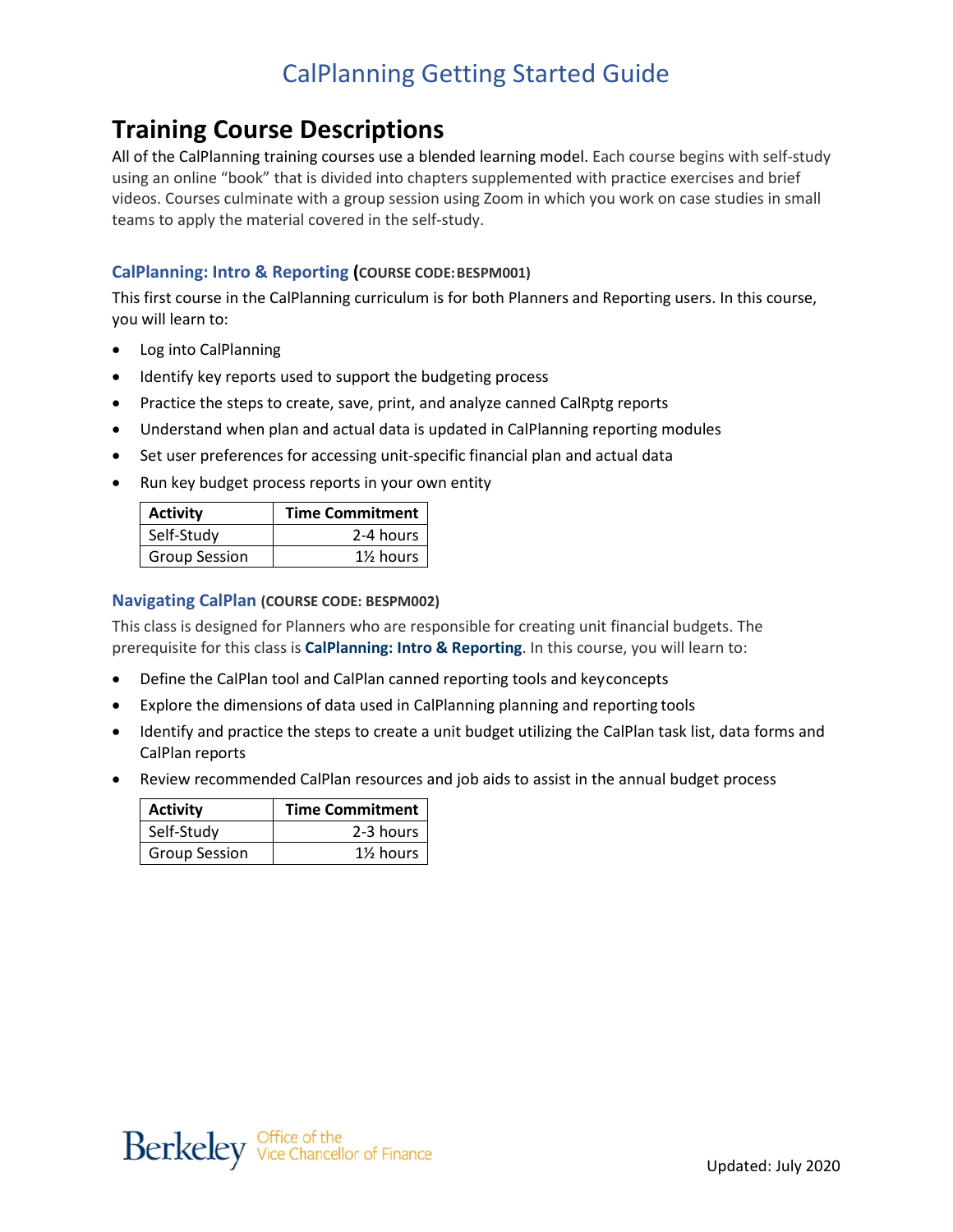# Training Course Descriptions

All of the CalPlanning training courses use a blended learning model. Each course begins with self-study using an online "book" that is divided into chapters supplemented with practice exercises and brief videos. Courses culminate with a group session using Zoom in which you work on case studies in small teams to apply the material covered in the self-study.

### CalPlanning: Intro & Reporting (COURSE CODE: BESPM001)

This first course in the CalPlanning curriculum is for both Planners and Reporting users. In this course, you will learn to:

- Log into CalPlanning
- Identify key reports used to support the budgeting process
- Practice the steps to create, save, print, and analyze canned CalRptg reports
- Understand when plan and actual data is updated in CalPlanning reporting modules
- Set user preferences for accessing unit-specific financial plan and actual data
- Run key budget process reports in your own entity

| Activity | Time Commitment |
|---|---|
| Self-Study | 2-4 hours |
| Group Session | 1½ hours |

### Navigating CalPlan (COURSE CODE: BESPM002)

This class is designed for Planners who are responsible for creating unit financial budgets. The prerequisite for this class is **CalPlanning: Intro & Reporting**. In this course, you will learn to:

- Define the CalPlan tool and CalPlan canned reporting tools and key concepts
- Explore the dimensions of data used in CalPlanning planning and reporting tools
- Identify and practice the steps to create a unit budget utilizing the CalPlan task list, data forms and CalPlan reports
- Review recommended CalPlan resources and job aids to assist in the annual budget process

| Activity | Time Commitment |
|---|---|
| Self-Study | 2-3 hours |
| Group Session | 1½ hours |

Updated: July 2020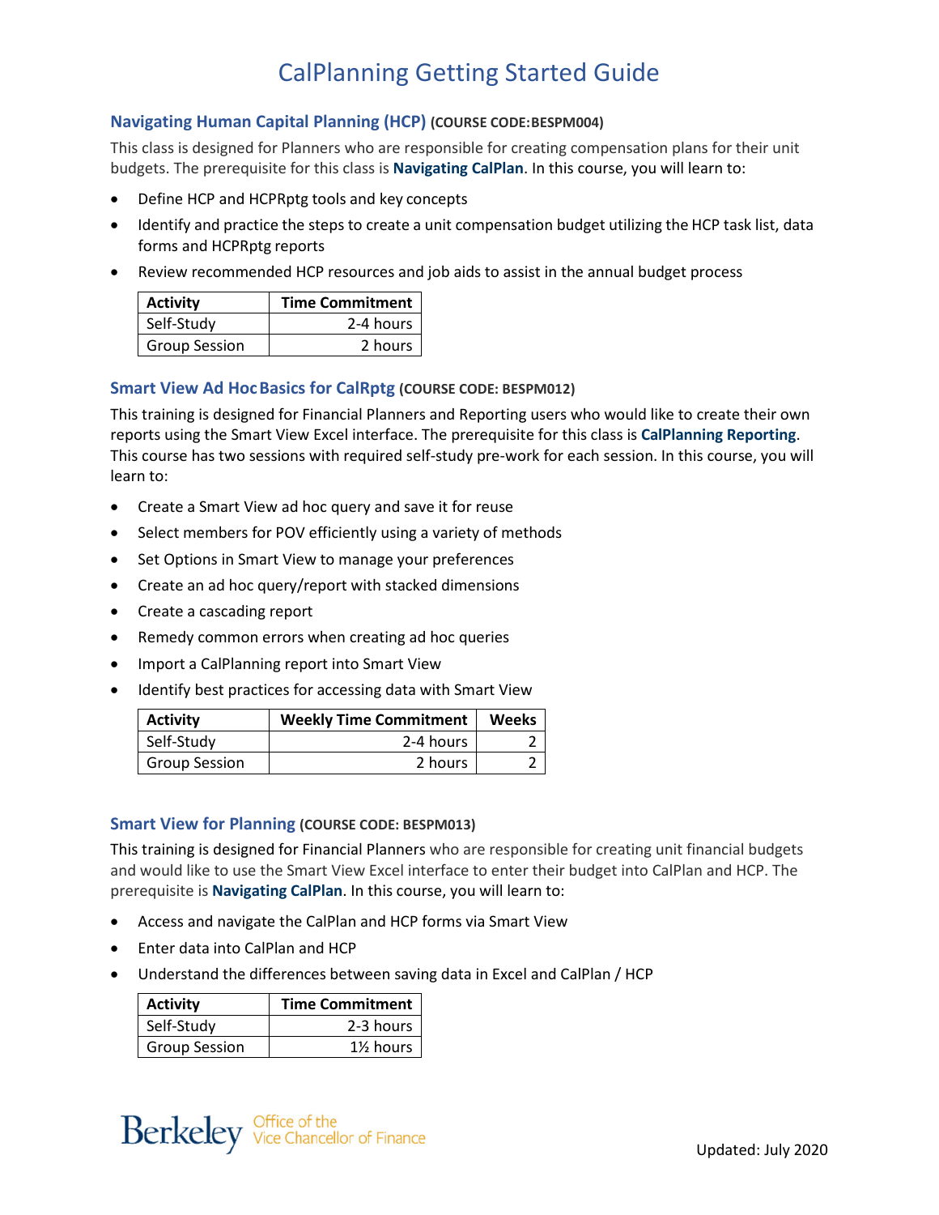# CalPlanning Getting Started Guide

### Navigating Human Capital Planning (HCP) (COURSE CODE:BESPM004)

This class is designed for Planners who are responsible for creating compensation plans for their unit budgets. The prerequisite for this class is **Navigating CalPlan**. In this course, you will learn to:

- Define HCP and HCPRptg tools and key concepts
- Identify and practice the steps to create a unit compensation budget utilizing the HCP task list, data forms and HCPRptg reports
- Review recommended HCP resources and job aids to assist in the annual budget process

| Activity | Time Commitment |
|---|---|
| Self-Study | 2-4 hours |
| Group Session | 2 hours |

### Smart View Ad Hoc Basics for CalRptg (COURSE CODE: BESPM012)

This training is designed for Financial Planners and Reporting users who would like to create their own reports using the Smart View Excel interface. The prerequisite for this class is **CalPlanning Reporting**. This course has two sessions with required self-study pre-work for each session. In this course, you will learn to:

- Create a Smart View ad hoc query and save it for reuse
- Select members for POV efficiently using a variety of methods
- Set Options in Smart View to manage your preferences
- Create an ad hoc query/report with stacked dimensions
- Create a cascading report
- Remedy common errors when creating ad hoc queries
- Import a CalPlanning report into Smart View
- Identify best practices for accessing data with Smart View

| Activity | Weekly Time Commitment | Weeks |
|---|---|---|
| Self-Study | 2-4 hours | 2 |
| Group Session | 2 hours | 2 |

### Smart View for Planning (COURSE CODE: BESPM013)

This training is designed for Financial Planners who are responsible for creating unit financial budgets and would like to use the Smart View Excel interface to enter their budget into CalPlan and HCP. The prerequisite is **Navigating CalPlan**. In this course, you will learn to:

- Access and navigate the CalPlan and HCP forms via Smart View
- Enter data into CalPlan and HCP
- Understand the differences between saving data in Excel and CalPlan / HCP

| Activity | Time Commitment |
|---|---|
| Self-Study | 2-3 hours |
| Group Session | 1½ hours |

Berkeley Office of the Vice Chancellor of Finance

Updated: July 2020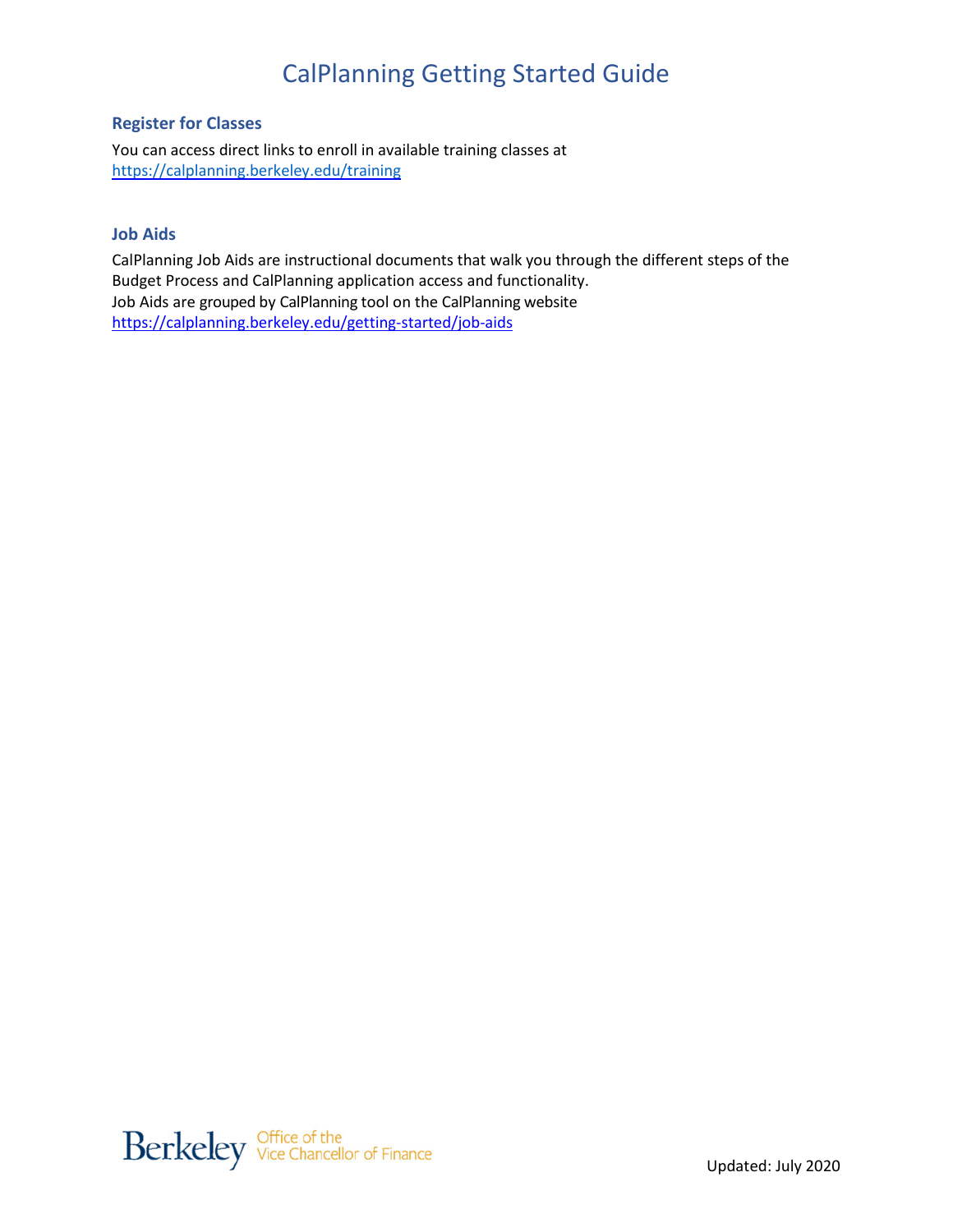# CalPlanning Getting Started Guide

### Register for Classes

You can access direct links to enroll in available training classes at
https://calplanning.berkeley.edu/training

### Job Aids

CalPlanning Job Aids are instructional documents that walk you through the different steps of the Budget Process and CalPlanning application access and functionality.
Job Aids are grouped by CalPlanning tool on the CalPlanning website
https://calplanning.berkeley.edu/getting-started/job-aids

Berkeley Office of the Vice Chancellor of Finance

Updated: July 2020